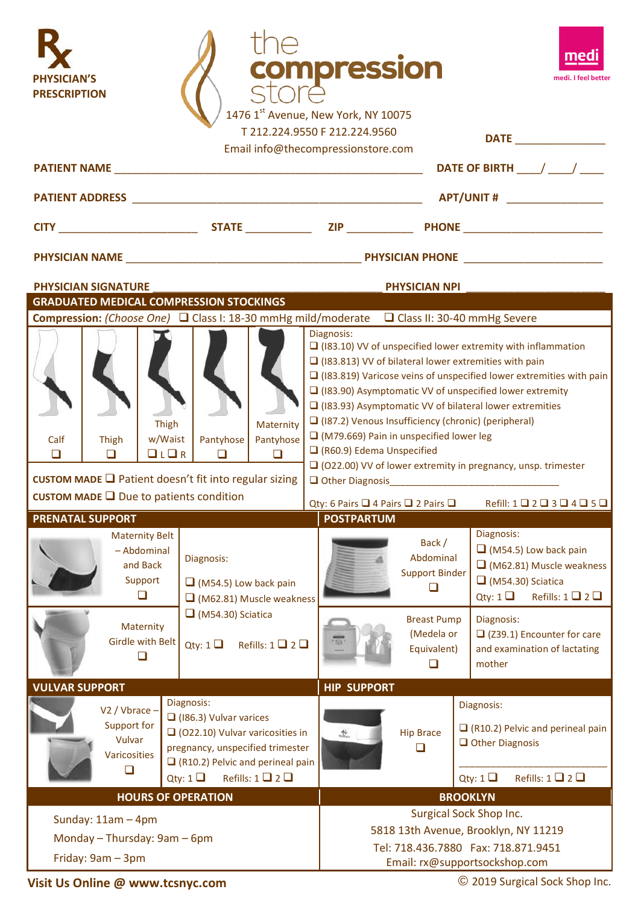# PHYSICIAN'S PRESCRIPTION

**the compression store**

1476 1st Avenue, New York, NY 10075
T 212.224.9550 F 212.224.9560
Email info@thecompressionstore.com

**medi** medi. I feel better

**DATE** _______________

**PATIENT NAME** __________________________________________ **DATE OF BIRTH** ___/___/___

**PATIENT ADDRESS** __________________________________________ **APT/UNIT #** _______________

**CITY** ____________________ **STATE** __________ **ZIP** __________ **PHONE** ____________________

**PHYSICIAN NAME** ____________________________________ **PHYSICIAN PHONE** ____________________

**PHYSICIAN SIGNATURE** ____________________________________ **PHYSICIAN NPI** ____________________

## GRADUATED MEDICAL COMPRESSION STOCKINGS

**Compression:** *(Choose One)* ❑ Class I: 18-30 mmHg mild/moderate ❑ Class II: 30-40 mmHg Severe

| Calf | Thigh | Thigh w/Waist | Pantyhose | Maternity Pantyhose |
|---|---|---|---|---|
| ❑ | ❑ | ❑ L ❑ R | ❑ | ❑ |

**CUSTOM MADE** ❑ Patient doesn't fit into regular sizing

**CUSTOM MADE** ❑ Due to patients condition

Diagnosis:
- ❑ (I83.10) VV of unspecified lower extremity with inflammation
- ❑ (I83.813) VV of bilateral lower extremities with pain
- ❑ (I83.819) Varicose veins of unspecified lower extremities with pain
- ❑ (I83.90) Asymptomatic VV of unspecified lower extremity
- ❑ (I83.93) Asymptomatic VV of bilateral lower extremities
- ❑ (I87.2) Venous Insufficiency (chronic) (peripheral)
- ❑ (M79.669) Pain in unspecified lower leg
- ❑ (R60.9) Edema Unspecified
- ❑ (O22.00) VV of lower extremity in pregnancy, unsp. trimester
- ❑ Other Diagnosis_______________________________

Qty: 6 Pairs ❑ 4 Pairs ❑ 2 Pairs ❑ Refill: 1 ❑ 2 ❑ 3 ❑ 4 ❑ 5 ❑

## PRENATAL SUPPORT

Maternity Belt – Abdominal and Back Support ❑

Maternity Girdle with Belt ❑

Diagnosis:
- ❑ (M54.5) Low back pain
- ❑ (M62.81) Muscle weakness
- ❑ (M54.30) Sciatica

Qty: 1 ❑ Refills: 1 ❑ 2 ❑

## POSTPARTUM

Back / Abdominal Support Binder ❑

Diagnosis:
- ❑ (M54.5) Low back pain
- ❑ (M62.81) Muscle weakness
- ❑ (M54.30) Sciatica

Qty: 1 ❑ Refills: 1 ❑ 2 ❑

Breast Pump (Medela or Equivalent) ❑

Diagnosis:
- ❑ (Z39.1) Encounter for care and examination of lactating mother

## VULVAR SUPPORT

V2 / Vbrace – Support for Vulvar Varicosities ❑

Diagnosis:
- ❑ (I86.3) Vulvar varices
- ❑ (O22.10) Vulvar varicosities in pregnancy, unspecified trimester
- ❑ (R10.2) Pelvic and perineal pain

Qty: 1 ❑ Refills: 1 ❑ 2 ❑

## HIP SUPPORT

Hip Brace ❑

Diagnosis:
- ❑ (R10.2) Pelvic and perineal pain
- ❑ Other Diagnosis

_______________________

Qty: 1 ❑ Refills: 1 ❑ 2 ❑

## HOURS OF OPERATION

Sunday: 11am – 4pm
Monday – Thursday: 9am – 6pm
Friday: 9am – 3pm

## BROOKLYN

Surgical Sock Shop Inc.
5818 13th Avenue, Brooklyn, NY 11219
Tel: 718.436.7880 Fax: 718.871.9451
Email: rx@supportsockshop.com

**Visit Us Online @ www.tcsnyc.com**

© 2019 Surgical Sock Shop Inc.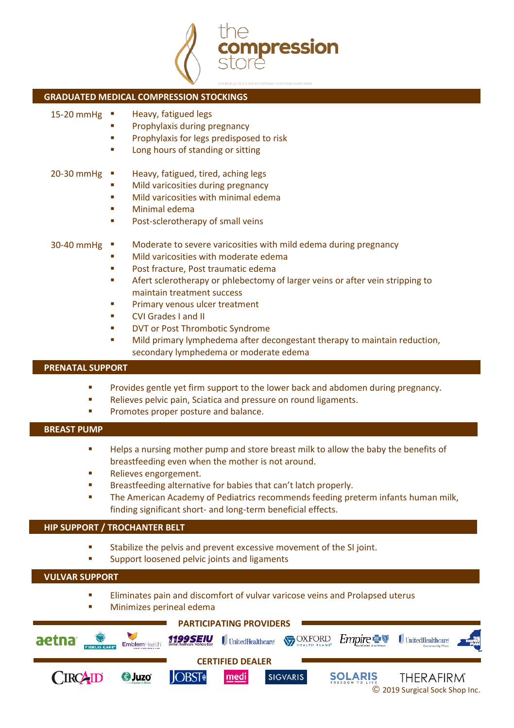# the compression store

A SURGICAL SOCK SHOP COMPANY // ESTABLISHED 1998

## GRADUATED MEDICAL COMPRESSION STOCKINGS

**15-20 mmHg**

- Heavy, fatigued legs
- Prophylaxis during pregnancy
- Prophylaxis for legs predisposed to risk
- Long hours of standing or sitting

**20-30 mmHg**

- Heavy, fatigued, tired, aching legs
- Mild varicosities during pregnancy
- Mild varicosities with minimal edema
- Minimal edema
- Post-sclerotherapy of small veins

**30-40 mmHg**

- Moderate to severe varicosities with mild edema during pregnancy
- Mild varicosities with moderate edema
- Post fracture, Post traumatic edema
- Afert sclerotherapy or phlebectomy of larger veins or after vein stripping to maintain treatment success
- Primary venous ulcer treatment
- CVI Grades I and II
- DVT or Post Thrombotic Syndrome
- Mild primary lymphedema after decongestant therapy to maintain reduction, secondary lymphedema or moderate edema

## PRENATAL SUPPORT

- Provides gentle yet firm support to the lower back and abdomen during pregnancy.
- Relieves pelvic pain, Sciatica and pressure on round ligaments.
- Promotes proper posture and balance.

## BREAST PUMP

- Helps a nursing mother pump and store breast milk to allow the baby the benefits of breastfeeding even when the mother is not around.
- Relieves engorgement.
- Breastfeeding alternative for babies that can't latch properly.
- The American Academy of Pediatrics recommends feeding preterm infants human milk, finding significant short- and long-term beneficial effects.

## HIP SUPPORT / TROCHANTER BELT

- Stabilize the pelvis and prevent excessive movement of the SI joint.
- Support loosened pelvic joints and ligaments

## VULVAR SUPPORT

- Eliminates pain and discomfort of vulvar varicose veins and Prolapsed uterus
- Minimizes perineal edema

## PARTICIPATING PROVIDERS

aetna, Fidelis Care, EmblemHealth, 1199SEIU, UnitedHealthcare, Oxford Health Plans, Empire, UnitedHealthcare Community Plan, The Empire Plan

## CERTIFIED DEALER

CircAid, Juzo, JOBST, medi, SIGVARIS, SOLARIS, THERAFIRM

© 2019 Surgical Sock Shop Inc.